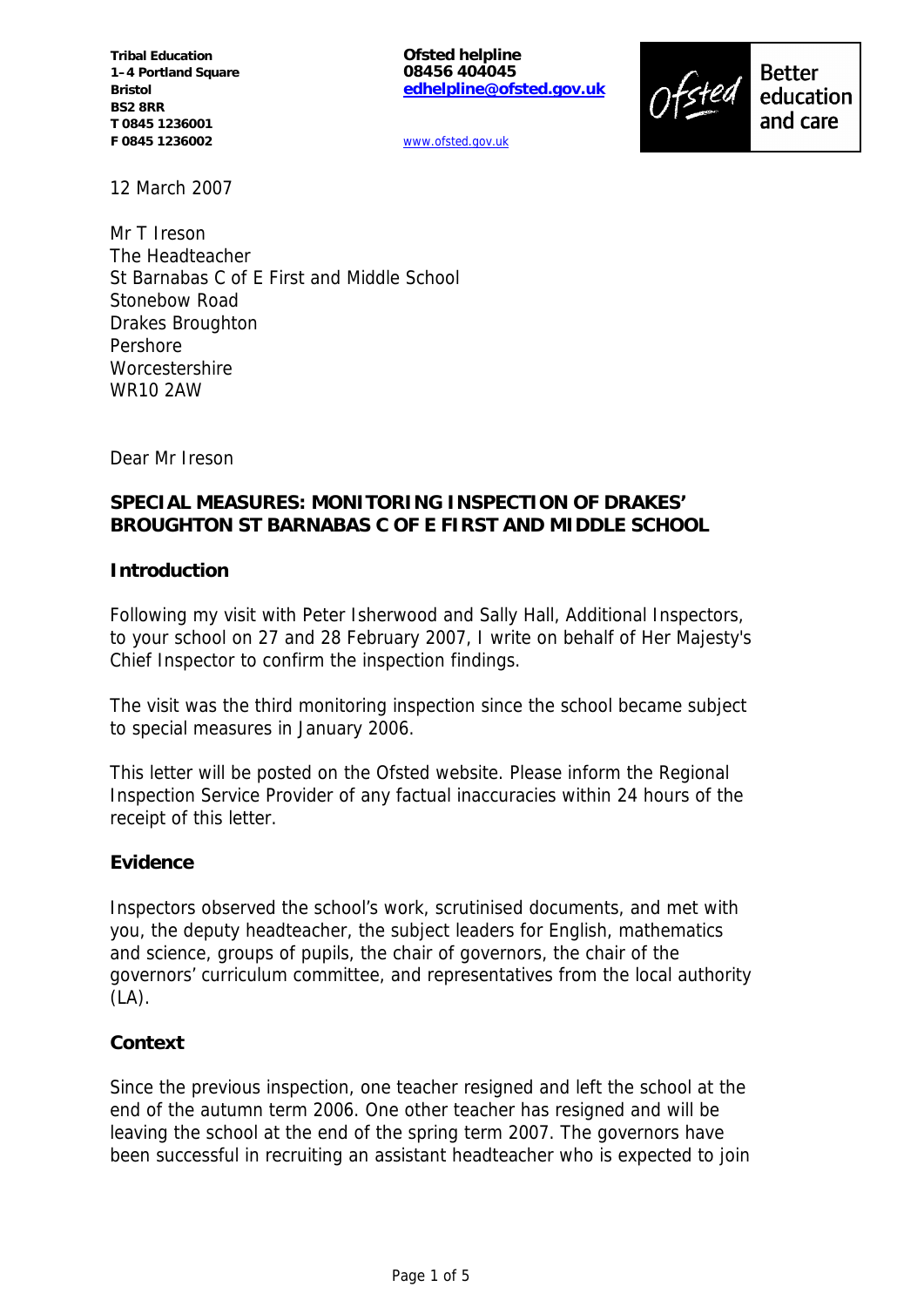**Tribal Education**
**1–4 Portland Square**
**Bristol**
**BS2 8RR**
**T 0845 1236001**
**F 0845 1236002**

**Ofsted helpline**
**08456 404045**
**edhelpline@ofsted.gov.uk**

www.ofsted.gov.uk

Ofsted Better education and care

12 March 2007

Mr T Ireson
The Headteacher
St Barnabas C of E First and Middle School
Stonebow Road
Drakes Broughton
Pershore
Worcestershire
WR10 2AW

Dear Mr Ireson

**SPECIAL MEASURES: MONITORING INSPECTION OF DRAKES' BROUGHTON ST BARNABAS C OF E FIRST AND MIDDLE SCHOOL**

**Introduction**

Following my visit with Peter Isherwood and Sally Hall, Additional Inspectors, to your school on 27 and 28 February 2007, I write on behalf of Her Majesty's Chief Inspector to confirm the inspection findings.

The visit was the third monitoring inspection since the school became subject to special measures in January 2006.

This letter will be posted on the Ofsted website. Please inform the Regional Inspection Service Provider of any factual inaccuracies within 24 hours of the receipt of this letter.

**Evidence**

Inspectors observed the school's work, scrutinised documents, and met with you, the deputy headteacher, the subject leaders for English, mathematics and science, groups of pupils, the chair of governors, the chair of the governors' curriculum committee, and representatives from the local authority (LA).

**Context**

Since the previous inspection, one teacher resigned and left the school at the end of the autumn term 2006. One other teacher has resigned and will be leaving the school at the end of the spring term 2007. The governors have been successful in recruiting an assistant headteacher who is expected to join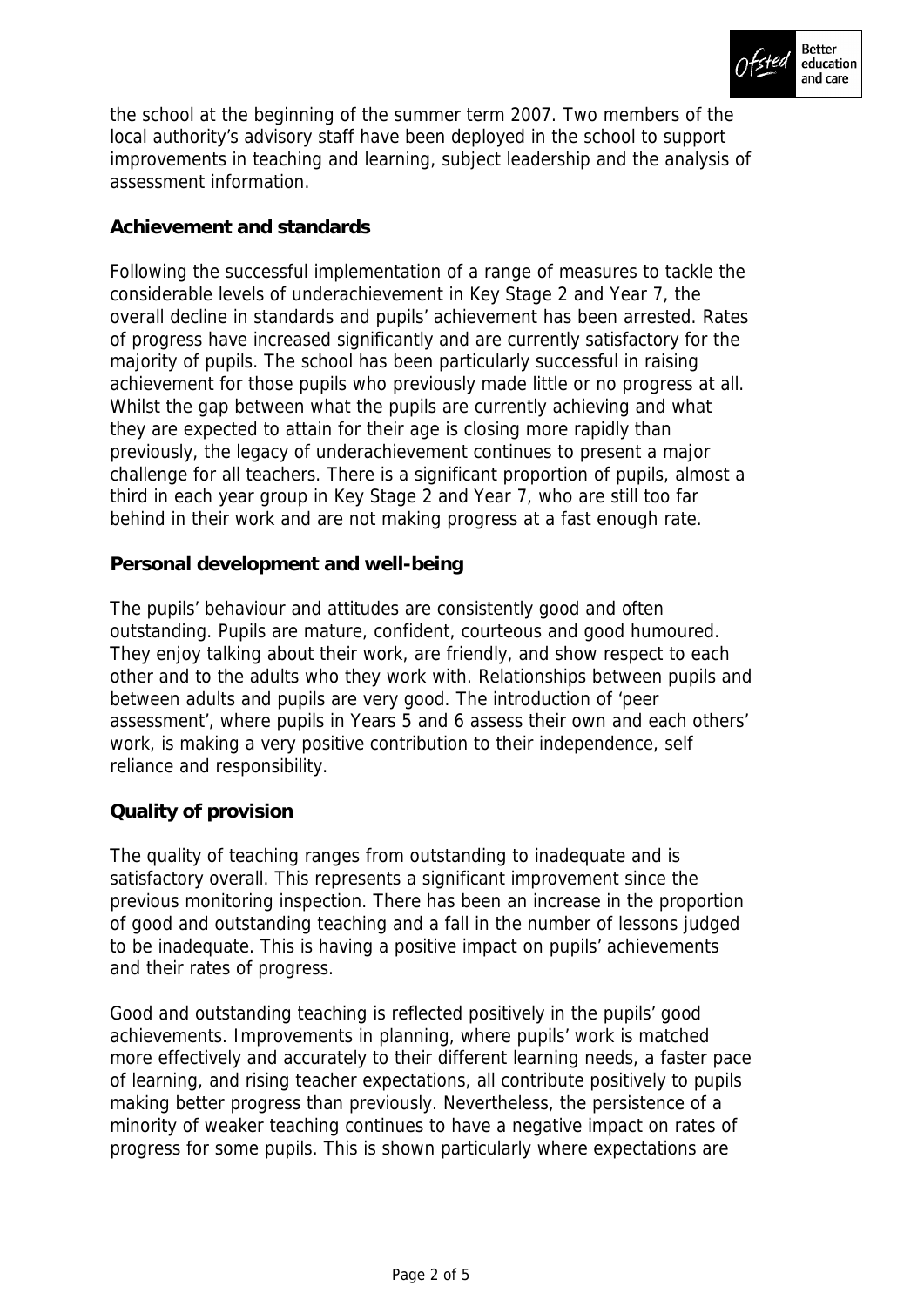the school at the beginning of the summer term 2007. Two members of the local authority's advisory staff have been deployed in the school to support improvements in teaching and learning, subject leadership and the analysis of assessment information.

**Achievement and standards**

Following the successful implementation of a range of measures to tackle the considerable levels of underachievement in Key Stage 2 and Year 7, the overall decline in standards and pupils' achievement has been arrested. Rates of progress have increased significantly and are currently satisfactory for the majority of pupils. The school has been particularly successful in raising achievement for those pupils who previously made little or no progress at all. Whilst the gap between what the pupils are currently achieving and what they are expected to attain for their age is closing more rapidly than previously, the legacy of underachievement continues to present a major challenge for all teachers. There is a significant proportion of pupils, almost a third in each year group in Key Stage 2 and Year 7, who are still too far behind in their work and are not making progress at a fast enough rate.

**Personal development and well-being**

The pupils' behaviour and attitudes are consistently good and often outstanding. Pupils are mature, confident, courteous and good humoured. They enjoy talking about their work, are friendly, and show respect to each other and to the adults who they work with. Relationships between pupils and between adults and pupils are very good. The introduction of 'peer assessment', where pupils in Years 5 and 6 assess their own and each others' work, is making a very positive contribution to their independence, self reliance and responsibility.

**Quality of provision**

The quality of teaching ranges from outstanding to inadequate and is satisfactory overall. This represents a significant improvement since the previous monitoring inspection. There has been an increase in the proportion of good and outstanding teaching and a fall in the number of lessons judged to be inadequate. This is having a positive impact on pupils' achievements and their rates of progress.

Good and outstanding teaching is reflected positively in the pupils' good achievements. Improvements in planning, where pupils' work is matched more effectively and accurately to their different learning needs, a faster pace of learning, and rising teacher expectations, all contribute positively to pupils making better progress than previously. Nevertheless, the persistence of a minority of weaker teaching continues to have a negative impact on rates of progress for some pupils. This is shown particularly where expectations are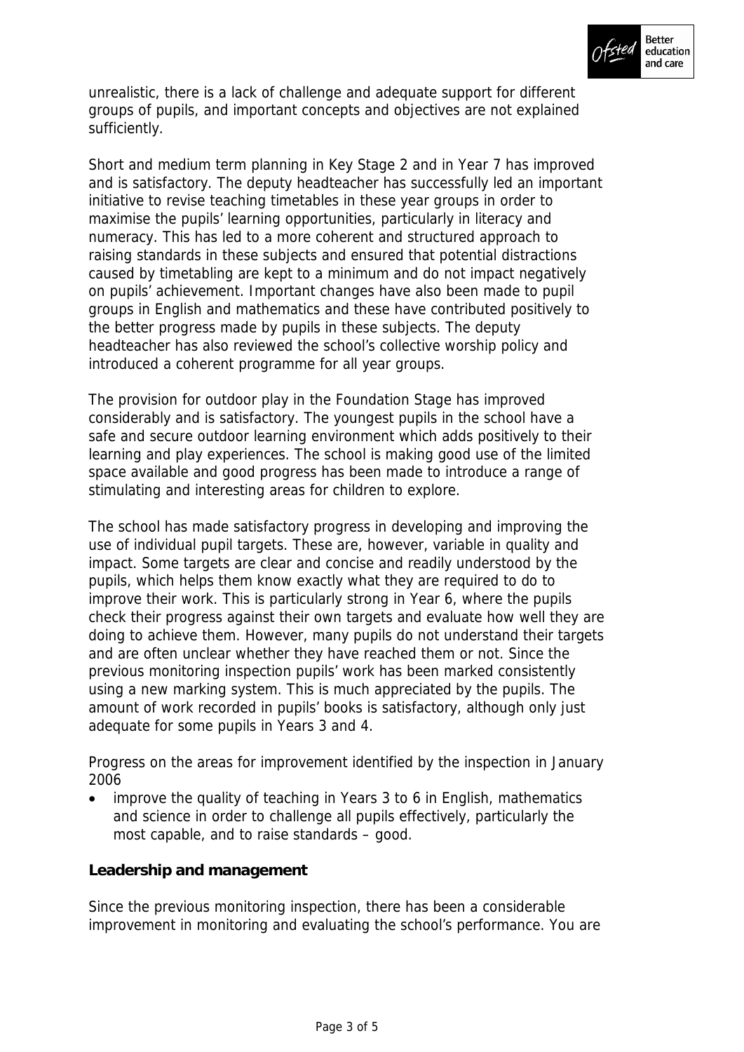unrealistic, there is a lack of challenge and adequate support for different groups of pupils, and important concepts and objectives are not explained sufficiently.

Short and medium term planning in Key Stage 2 and in Year 7 has improved and is satisfactory. The deputy headteacher has successfully led an important initiative to revise teaching timetables in these year groups in order to maximise the pupils' learning opportunities, particularly in literacy and numeracy. This has led to a more coherent and structured approach to raising standards in these subjects and ensured that potential distractions caused by timetabling are kept to a minimum and do not impact negatively on pupils' achievement. Important changes have also been made to pupil groups in English and mathematics and these have contributed positively to the better progress made by pupils in these subjects. The deputy headteacher has also reviewed the school's collective worship policy and introduced a coherent programme for all year groups.

The provision for outdoor play in the Foundation Stage has improved considerably and is satisfactory. The youngest pupils in the school have a safe and secure outdoor learning environment which adds positively to their learning and play experiences. The school is making good use of the limited space available and good progress has been made to introduce a range of stimulating and interesting areas for children to explore.

The school has made satisfactory progress in developing and improving the use of individual pupil targets. These are, however, variable in quality and impact. Some targets are clear and concise and readily understood by the pupils, which helps them know exactly what they are required to do to improve their work. This is particularly strong in Year 6, where the pupils check their progress against their own targets and evaluate how well they are doing to achieve them. However, many pupils do not understand their targets and are often unclear whether they have reached them or not. Since the previous monitoring inspection pupils' work has been marked consistently using a new marking system. This is much appreciated by the pupils. The amount of work recorded in pupils' books is satisfactory, although only just adequate for some pupils in Years 3 and 4.

Progress on the areas for improvement identified by the inspection in January 2006

- improve the quality of teaching in Years 3 to 6 in English, mathematics and science in order to challenge all pupils effectively, particularly the most capable, and to raise standards – good.

**Leadership and management**

Since the previous monitoring inspection, there has been a considerable improvement in monitoring and evaluating the school's performance. You are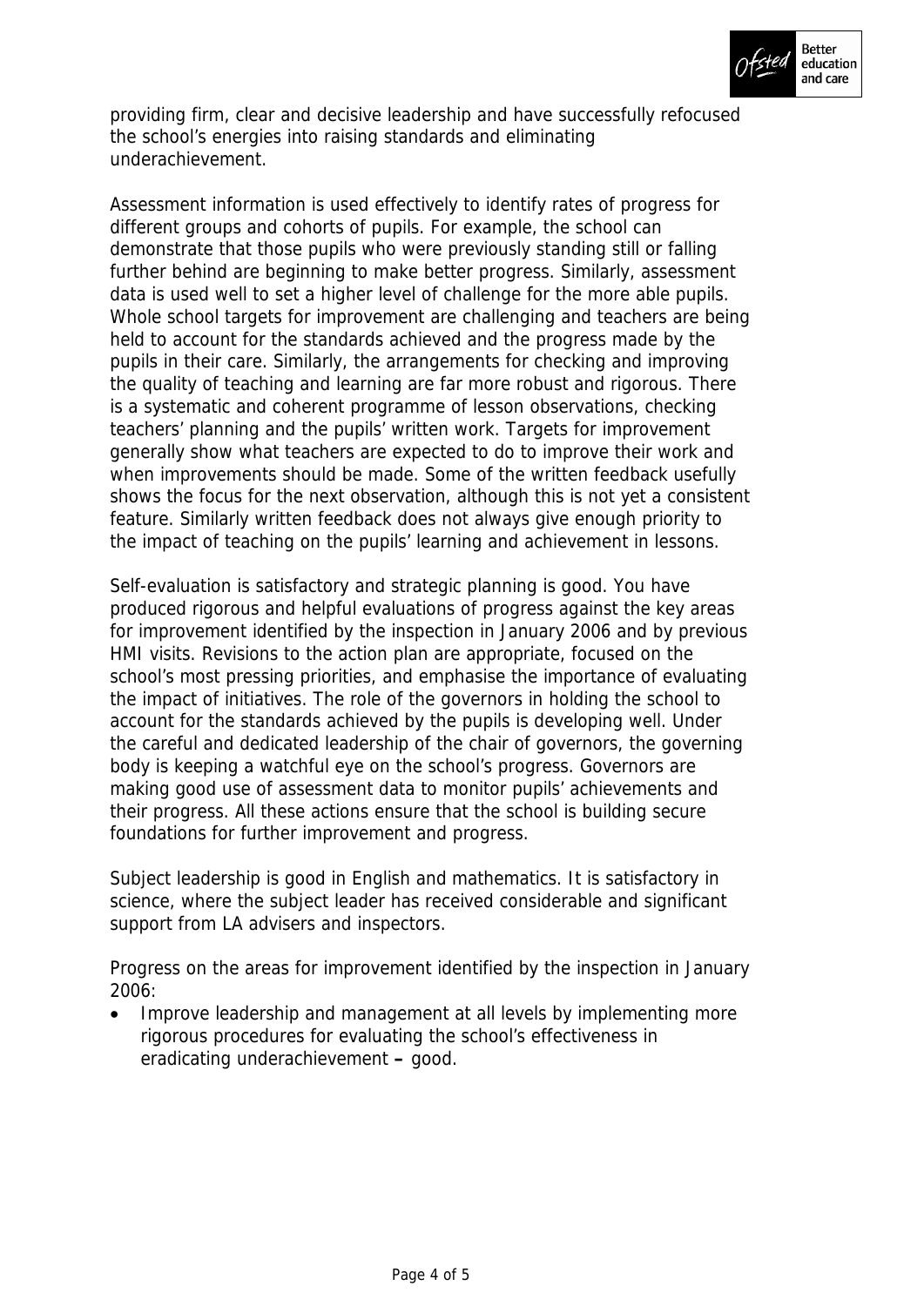providing firm, clear and decisive leadership and have successfully refocused the school's energies into raising standards and eliminating underachievement.

Assessment information is used effectively to identify rates of progress for different groups and cohorts of pupils. For example, the school can demonstrate that those pupils who were previously standing still or falling further behind are beginning to make better progress. Similarly, assessment data is used well to set a higher level of challenge for the more able pupils. Whole school targets for improvement are challenging and teachers are being held to account for the standards achieved and the progress made by the pupils in their care. Similarly, the arrangements for checking and improving the quality of teaching and learning are far more robust and rigorous. There is a systematic and coherent programme of lesson observations, checking teachers' planning and the pupils' written work. Targets for improvement generally show what teachers are expected to do to improve their work and when improvements should be made. Some of the written feedback usefully shows the focus for the next observation, although this is not yet a consistent feature. Similarly written feedback does not always give enough priority to the impact of teaching on the pupils' learning and achievement in lessons.

Self-evaluation is satisfactory and strategic planning is good. You have produced rigorous and helpful evaluations of progress against the key areas for improvement identified by the inspection in January 2006 and by previous HMI visits. Revisions to the action plan are appropriate, focused on the school's most pressing priorities, and emphasise the importance of evaluating the impact of initiatives. The role of the governors in holding the school to account for the standards achieved by the pupils is developing well. Under the careful and dedicated leadership of the chair of governors, the governing body is keeping a watchful eye on the school's progress. Governors are making good use of assessment data to monitor pupils' achievements and their progress. All these actions ensure that the school is building secure foundations for further improvement and progress.

Subject leadership is good in English and mathematics. It is satisfactory in science, where the subject leader has received considerable and significant support from LA advisers and inspectors.

Progress on the areas for improvement identified by the inspection in January 2006:

- Improve leadership and management at all levels by implementing more rigorous procedures for evaluating the school's effectiveness in eradicating underachievement **–** good.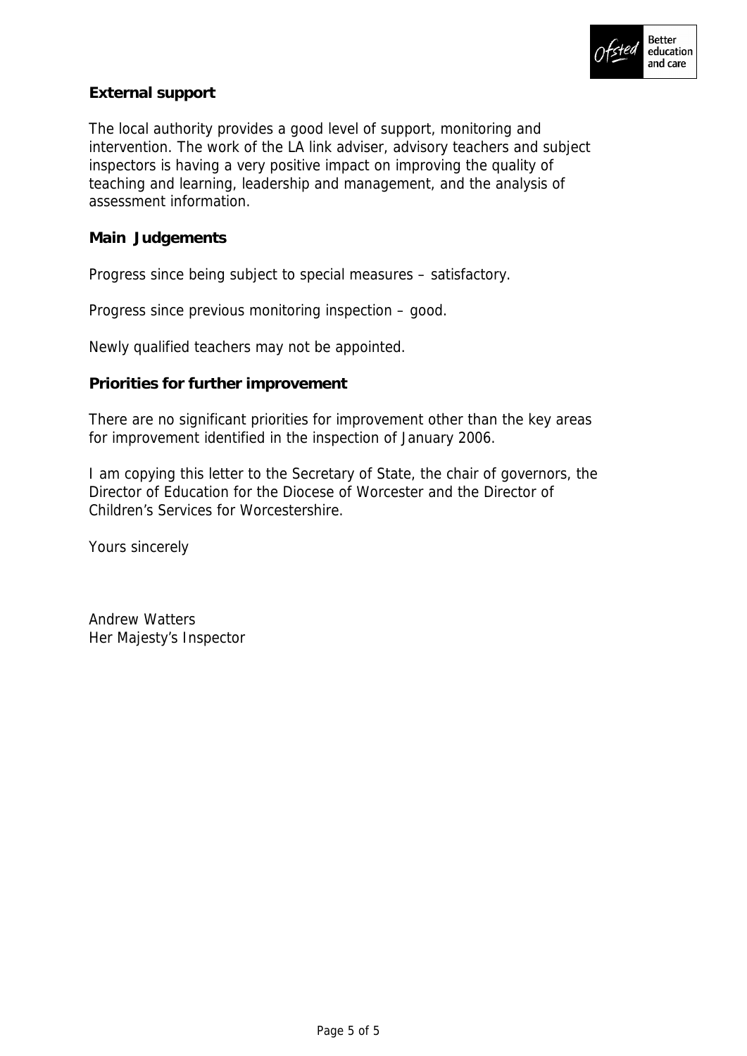**External support**

The local authority provides a good level of support, monitoring and intervention. The work of the LA link adviser, advisory teachers and subject inspectors is having a very positive impact on improving the quality of teaching and learning, leadership and management, and the analysis of assessment information.

**Main Judgements**

Progress since being subject to special measures – satisfactory.

Progress since previous monitoring inspection – good.

Newly qualified teachers may not be appointed.

**Priorities for further improvement**

There are no significant priorities for improvement other than the key areas for improvement identified in the inspection of January 2006.

I am copying this letter to the Secretary of State, the chair of governors, the Director of Education for the Diocese of Worcester and the Director of Children's Services for Worcestershire.

Yours sincerely

Andrew Watters
Her Majesty's Inspector